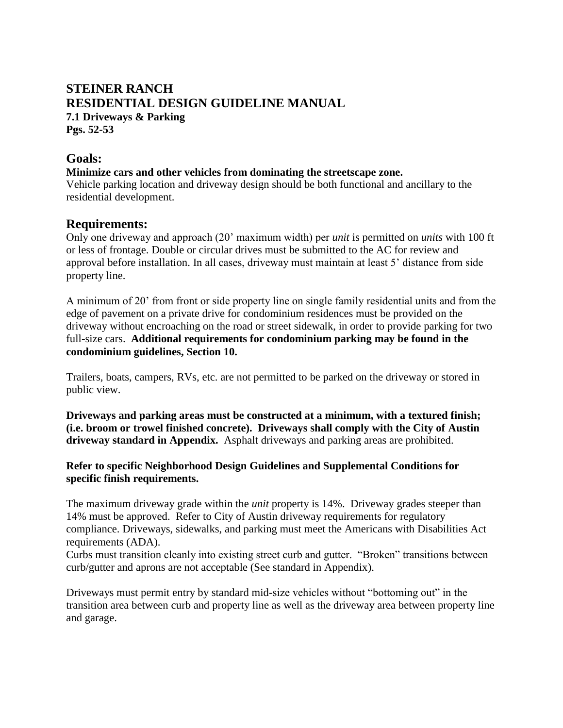# STEINER RANCH
# RESIDENTIAL DESIGN GUIDELINE MANUAL

**7.1 Driveways & Parking**
**Pgs. 52-53**

## Goals:

**Minimize cars and other vehicles from dominating the streetscape zone.**
Vehicle parking location and driveway design should be both functional and ancillary to the residential development.

## Requirements:

Only one driveway and approach (20' maximum width) per *unit* is permitted on *units* with 100 ft or less of frontage. Double or circular drives must be submitted to the AC for review and approval before installation. In all cases, driveway must maintain at least 5' distance from side property line.

A minimum of 20' from front or side property line on single family residential units and from the edge of pavement on a private drive for condominium residences must be provided on the driveway without encroaching on the road or street sidewalk, in order to provide parking for two full-size cars. **Additional requirements for condominium parking may be found in the condominium guidelines, Section 10.**

Trailers, boats, campers, RVs, etc. are not permitted to be parked on the driveway or stored in public view.

**Driveways and parking areas must be constructed at a minimum, with a textured finish; (i.e. broom or trowel finished concrete). Driveways shall comply with the City of Austin driveway standard in Appendix.** Asphalt driveways and parking areas are prohibited.

**Refer to specific Neighborhood Design Guidelines and Supplemental Conditions for specific finish requirements.**

The maximum driveway grade within the *unit* property is 14%. Driveway grades steeper than 14% must be approved. Refer to City of Austin driveway requirements for regulatory compliance. Driveways, sidewalks, and parking must meet the Americans with Disabilities Act requirements (ADA).
Curbs must transition cleanly into existing street curb and gutter. "Broken" transitions between curb/gutter and aprons are not acceptable (See standard in Appendix).

Driveways must permit entry by standard mid-size vehicles without "bottoming out" in the transition area between curb and property line as well as the driveway area between property line and garage.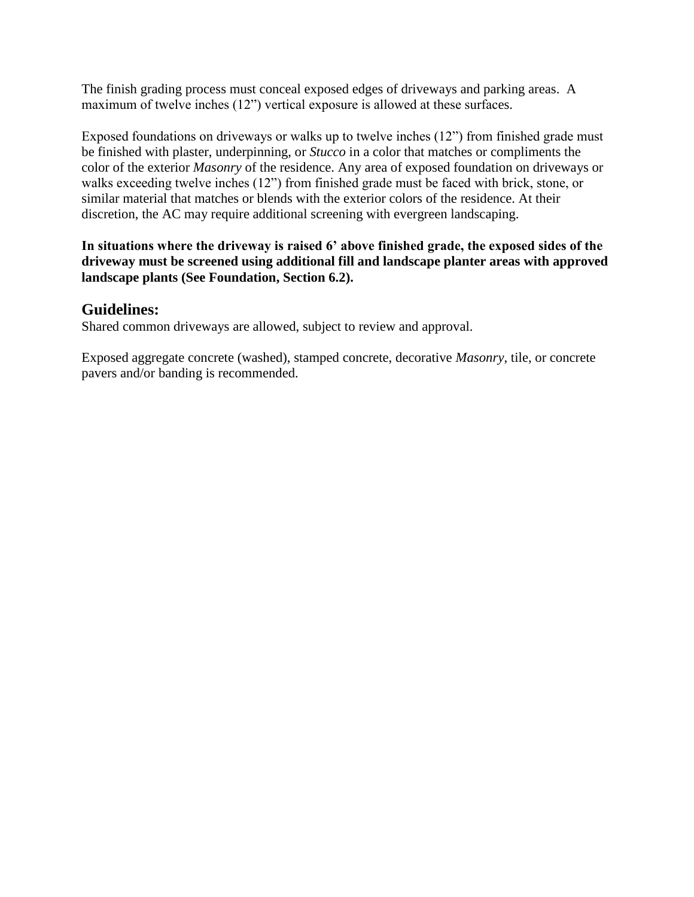The finish grading process must conceal exposed edges of driveways and parking areas. A maximum of twelve inches (12") vertical exposure is allowed at these surfaces.

Exposed foundations on driveways or walks up to twelve inches (12") from finished grade must be finished with plaster, underpinning, or *Stucco* in a color that matches or compliments the color of the exterior *Masonry* of the residence. Any area of exposed foundation on driveways or walks exceeding twelve inches (12") from finished grade must be faced with brick, stone, or similar material that matches or blends with the exterior colors of the residence. At their discretion, the AC may require additional screening with evergreen landscaping.

**In situations where the driveway is raised 6' above finished grade, the exposed sides of the driveway must be screened using additional fill and landscape planter areas with approved landscape plants (See Foundation, Section 6.2).**

## Guidelines:

Shared common driveways are allowed, subject to review and approval.

Exposed aggregate concrete (washed), stamped concrete, decorative *Masonry*, tile, or concrete pavers and/or banding is recommended.